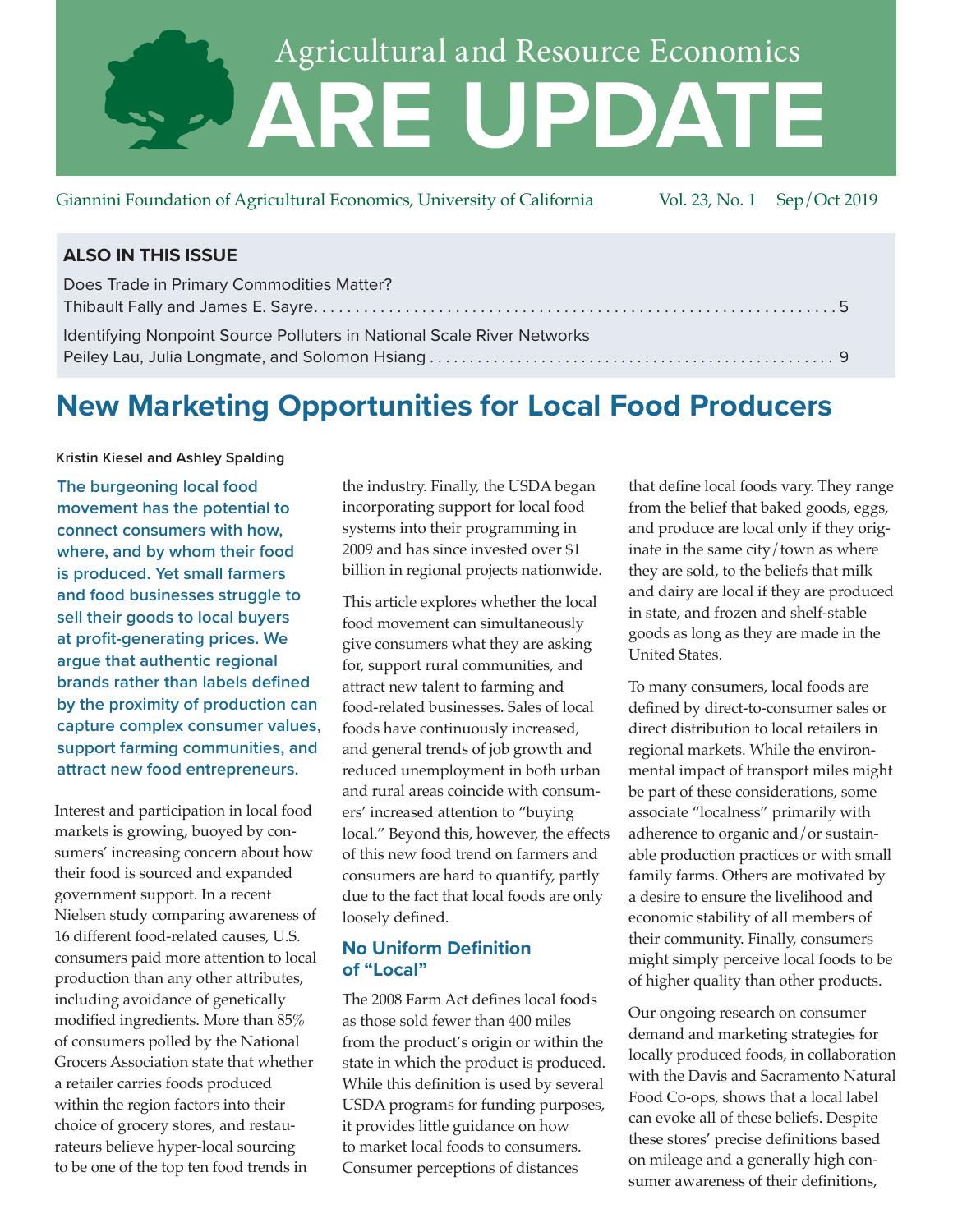# Agricultural and Resource Economics ARE UPDATE

Giannini Foundation of Agricultural Economics, University of California Vol. 23, No. 1 Sep/Oct 2019

**ALSO IN THIS ISSUE**

Does Trade in Primary Commodities Matter?
Thibault Fally and James E. Sayre .......... 5

Identifying Nonpoint Source Polluters in National Scale River Networks
Peiley Lau, Julia Longmate, and Solomon Hsiang .......... 9

## New Marketing Opportunities for Local Food Producers

**Kristin Kiesel and Ashley Spalding**

**The burgeoning local food movement has the potential to connect consumers with how, where, and by whom their food is produced. Yet small farmers and food businesses struggle to sell their goods to local buyers at profit-generating prices. We argue that authentic regional brands rather than labels defined by the proximity of production can capture complex consumer values, support farming communities, and attract new food entrepreneurs.**

Interest and participation in local food markets is growing, buoyed by consumers' increasing concern about how their food is sourced and expanded government support. In a recent Nielsen study comparing awareness of 16 different food-related causes, U.S. consumers paid more attention to local production than any other attributes, including avoidance of genetically modified ingredients. More than 85% of consumers polled by the National Grocers Association state that whether a retailer carries foods produced within the region factors into their choice of grocery stores, and restaurateurs believe hyper-local sourcing to be one of the top ten food trends in the industry. Finally, the USDA began incorporating support for local food systems into their programming in 2009 and has since invested over $1 billion in regional projects nationwide.

This article explores whether the local food movement can simultaneously give consumers what they are asking for, support rural communities, and attract new talent to farming and food-related businesses. Sales of local foods have continuously increased, and general trends of job growth and reduced unemployment in both urban and rural areas coincide with consumers' increased attention to "buying local." Beyond this, however, the effects of this new food trend on farmers and consumers are hard to quantify, partly due to the fact that local foods are only loosely defined.

### No Uniform Definition of "Local"

The 2008 Farm Act defines local foods as those sold fewer than 400 miles from the product's origin or within the state in which the product is produced. While this definition is used by several USDA programs for funding purposes, it provides little guidance on how to market local foods to consumers. Consumer perceptions of distances that define local foods vary. They range from the belief that baked goods, eggs, and produce are local only if they originate in the same city/town as where they are sold, to the beliefs that milk and dairy are local if they are produced in state, and frozen and shelf-stable goods as long as they are made in the United States.

To many consumers, local foods are defined by direct-to-consumer sales or direct distribution to local retailers in regional markets. While the environmental impact of transport miles might be part of these considerations, some associate "localness" primarily with adherence to organic and/or sustainable production practices or with small family farms. Others are motivated by a desire to ensure the livelihood and economic stability of all members of their community. Finally, consumers might simply perceive local foods to be of higher quality than other products.

Our ongoing research on consumer demand and marketing strategies for locally produced foods, in collaboration with the Davis and Sacramento Natural Food Co-ops, shows that a local label can evoke all of these beliefs. Despite these stores' precise definitions based on mileage and a generally high consumer awareness of their definitions,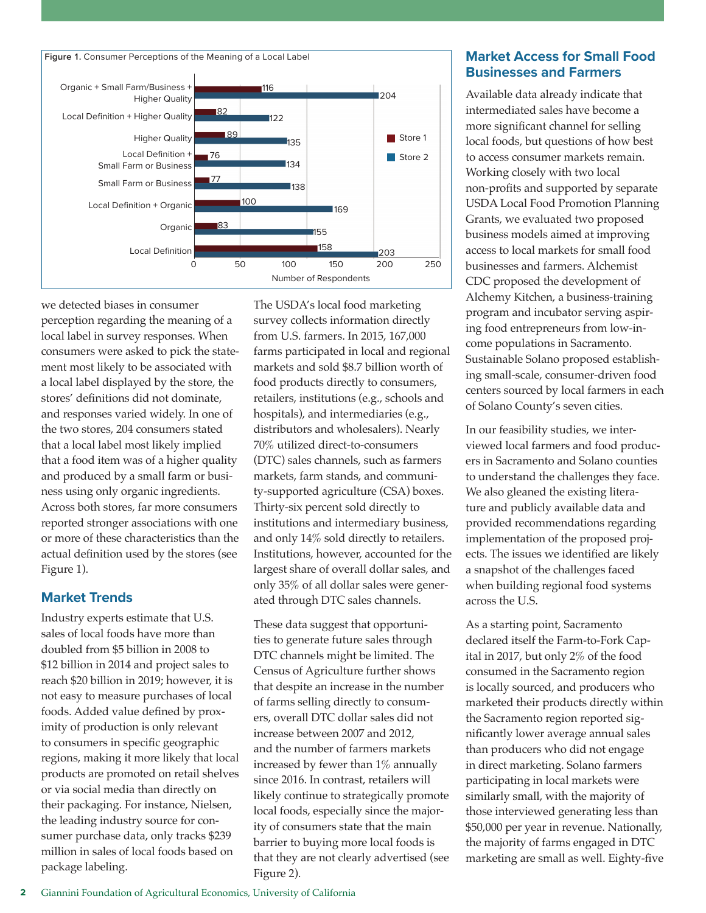**Figure 1.** Consumer Perceptions of the Meaning of a Local Label

| Perception | Store 1 | Store 2 |
|---|---|---|
| Organic + Small Farm/Business + Higher Quality | 116 | 204 |
| Local Definition + Higher Quality | 82 | 122 |
| Higher Quality | 89 | 135 |
| Local Definition + Small Farm or Business | 76 | 134 |
| Small Farm or Business | 77 | 138 |
| Local Definition + Organic | 100 | 169 |
| Organic | 83 | 155 |
| Local Definition | 158 | 203 |

Number of Respondents

we detected biases in consumer perception regarding the meaning of a local label in survey responses. When consumers were asked to pick the statement most likely to be associated with a local label displayed by the store, the stores' definitions did not dominate, and responses varied widely. In one of the two stores, 204 consumers stated that a local label most likely implied that a food item was of a higher quality and produced by a small farm or business using only organic ingredients. Across both stores, far more consumers reported stronger associations with one or more of these characteristics than the actual definition used by the stores (see Figure 1).

## Market Trends

Industry experts estimate that U.S. sales of local foods have more than doubled from $5 billion in 2008 to $12 billion in 2014 and project sales to reach $20 billion in 2019; however, it is not easy to measure purchases of local foods. Added value defined by proximity of production is only relevant to consumers in specific geographic regions, making it more likely that local products are promoted on retail shelves or via social media than directly on their packaging. For instance, Nielsen, the leading industry source for consumer purchase data, only tracks $239 million in sales of local foods based on package labeling.

The USDA's local food marketing survey collects information directly from U.S. farmers. In 2015, 167,000 farms participated in local and regional markets and sold $8.7 billion worth of food products directly to consumers, retailers, institutions (e.g., schools and hospitals), and intermediaries (e.g., distributors and wholesalers). Nearly 70% utilized direct-to-consumers (DTC) sales channels, such as farmers markets, farm stands, and community-supported agriculture (CSA) boxes. Thirty-six percent sold directly to institutions and intermediary business, and only 14% sold directly to retailers. Institutions, however, accounted for the largest share of overall dollar sales, and only 35% of all dollar sales were generated through DTC sales channels.

These data suggest that opportunities to generate future sales through DTC channels might be limited. The Census of Agriculture further shows that despite an increase in the number of farms selling directly to consumers, overall DTC dollar sales did not increase between 2007 and 2012, and the number of farmers markets increased by fewer than 1% annually since 2016. In contrast, retailers will likely continue to strategically promote local foods, especially since the majority of consumers state that the main barrier to buying more local foods is that they are not clearly advertised (see Figure 2).

## Market Access for Small Food Businesses and Farmers

Available data already indicate that intermediated sales have become a more significant channel for selling local foods, but questions of how best to access consumer markets remain. Working closely with two local non-profits and supported by separate USDA Local Food Promotion Planning Grants, we evaluated two proposed business models aimed at improving access to local markets for small food businesses and farmers. Alchemist CDC proposed the development of Alchemy Kitchen, a business-training program and incubator serving aspiring food entrepreneurs from low-income populations in Sacramento. Sustainable Solano proposed establishing small-scale, consumer-driven food centers sourced by local farmers in each of Solano County's seven cities.

In our feasibility studies, we interviewed local farmers and food producers in Sacramento and Solano counties to understand the challenges they face. We also gleaned the existing literature and publicly available data and provided recommendations regarding implementation of the proposed projects. The issues we identified are likely a snapshot of the challenges faced when building regional food systems across the U.S.

As a starting point, Sacramento declared itself the Farm-to-Fork Capital in 2017, but only 2% of the food consumed in the Sacramento region is locally sourced, and producers who marketed their products directly within the Sacramento region reported significantly lower average annual sales than producers who did not engage in direct marketing. Solano farmers participating in local markets were similarly small, with the majority of those interviewed generating less than $50,000 per year in revenue. Nationally, the majority of farms engaged in DTC marketing are small as well. Eighty-five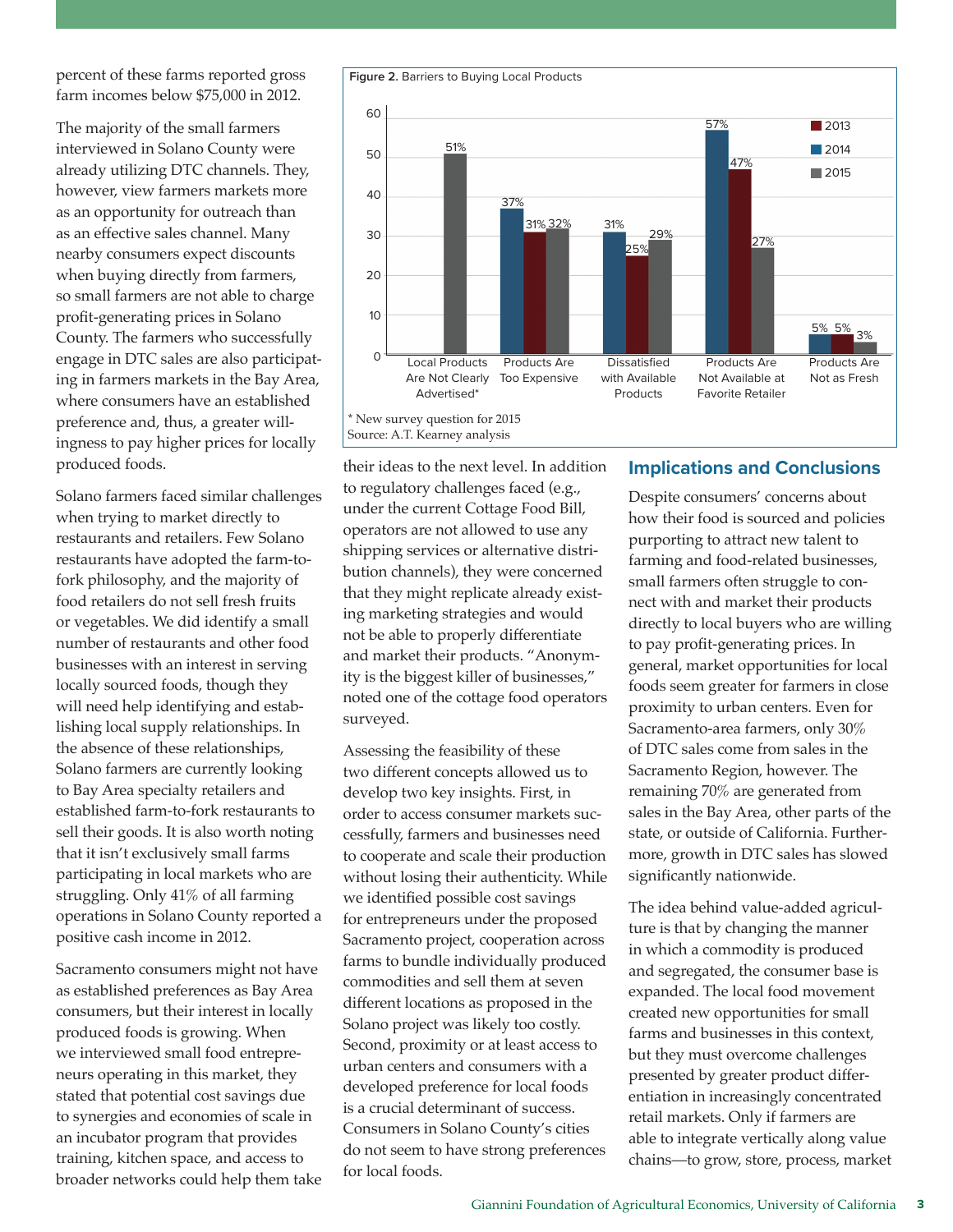percent of these farms reported gross farm incomes below $75,000 in 2012.

The majority of the small farmers interviewed in Solano County were already utilizing DTC channels. They, however, view farmers markets more as an opportunity for outreach than as an effective sales channel. Many nearby consumers expect discounts when buying directly from farmers, so small farmers are not able to charge profit-generating prices in Solano County. The farmers who successfully engage in DTC sales are also participating in farmers markets in the Bay Area, where consumers have an established preference and, thus, a greater willingness to pay higher prices for locally produced foods.

Solano farmers faced similar challenges when trying to market directly to restaurants and retailers. Few Solano restaurants have adopted the farm-to-fork philosophy, and the majority of food retailers do not sell fresh fruits or vegetables. We did identify a small number of restaurants and other food businesses with an interest in serving locally sourced foods, though they will need help identifying and establishing local supply relationships. In the absence of these relationships, Solano farmers are currently looking to Bay Area specialty retailers and established farm-to-fork restaurants to sell their goods. It is also worth noting that it isn't exclusively small farms participating in local markets who are struggling. Only 41% of all farming operations in Solano County reported a positive cash income in 2012.

Sacramento consumers might not have as established preferences as Bay Area consumers, but their interest in locally produced foods is growing. When we interviewed small food entrepreneurs operating in this market, they stated that potential cost savings due to synergies and economies of scale in an incubator program that provides training, kitchen space, and access to broader networks could help them take their ideas to the next level. In addition to regulatory challenges faced (e.g., under the current Cottage Food Bill, operators are not allowed to use any shipping services or alternative distribution channels), they were concerned that they might replicate already existing marketing strategies and would not be able to properly differentiate and market their products. "Anonymity is the biggest killer of businesses," noted one of the cottage food operators surveyed.

**Figure 2.** Barriers to Buying Local Products

| Barrier | 2013 | 2014 | 2015 |
|---|---|---|---|
| Local Products Are Not Clearly Advertised* | | | 51% |
| Products Are Too Expensive | 31% | 37% | 32% |
| Dissatisfied with Available Products | 25% | 31% | 29% |
| Products Are Not Available at Favorite Retailer | 47% | 57% | 27% |
| Products Are Not as Fresh | 5% | 5% | 3% |

\* New survey question for 2015
Source: A.T. Kearney analysis

Assessing the feasibility of these two different concepts allowed us to develop two key insights. First, in order to access consumer markets successfully, farmers and businesses need to cooperate and scale their production without losing their authenticity. While we identified possible cost savings for entrepreneurs under the proposed Sacramento project, cooperation across farms to bundle individually produced commodities and sell them at seven different locations as proposed in the Solano project was likely too costly. Second, proximity or at least access to urban centers and consumers with a developed preference for local foods is a crucial determinant of success. Consumers in Solano County's cities do not seem to have strong preferences for local foods.

## Implications and Conclusions

Despite consumers' concerns about how their food is sourced and policies purporting to attract new talent to farming and food-related businesses, small farmers often struggle to connect with and market their products directly to local buyers who are willing to pay profit-generating prices. In general, market opportunities for local foods seem greater for farmers in close proximity to urban centers. Even for Sacramento-area farmers, only 30% of DTC sales come from sales in the Sacramento Region, however. The remaining 70% are generated from sales in the Bay Area, other parts of the state, or outside of California. Furthermore, growth in DTC sales has slowed significantly nationwide.

The idea behind value-added agriculture is that by changing the manner in which a commodity is produced and segregated, the consumer base is expanded. The local food movement created new opportunities for small farms and businesses in this context, but they must overcome challenges presented by greater product differentiation in increasingly concentrated retail markets. Only if farmers are able to integrate vertically along value chains—to grow, store, process, market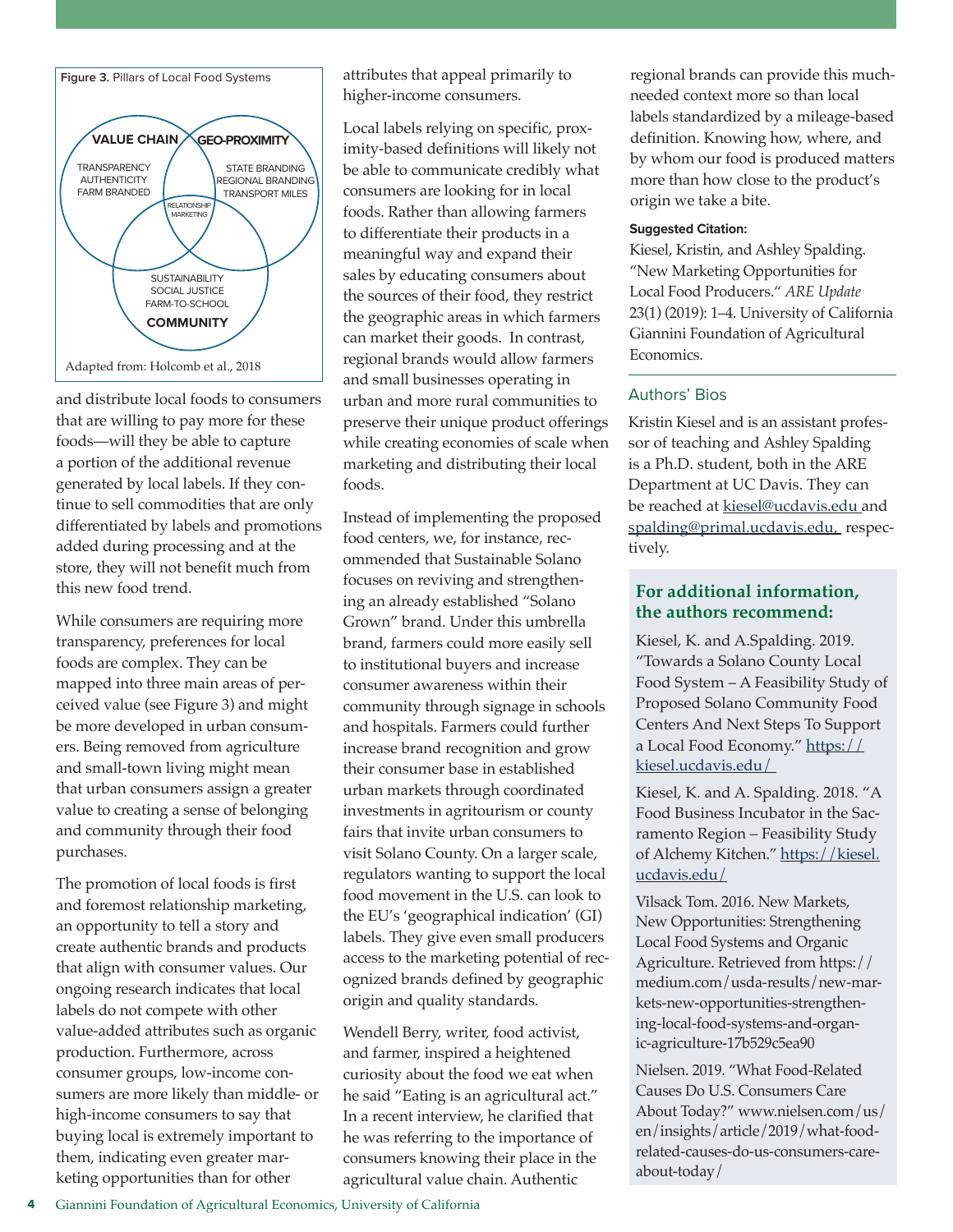**Figure 3.** Pillars of Local Food Systems

VALUE CHAIN

TRANSPARENCY
AUTHENTICITY
FARM BRANDED

GEO-PROXIMITY

STATE BRANDING
REGIONAL BRANDING
TRANSPORT MILES

RELATIONSHIP MARKETING

SUSTAINABILITY
SOCIAL JUSTICE
FARM-TO-SCHOOL

COMMUNITY

Adapted from: Holcomb et al., 2018

and distribute local foods to consumers that are willing to pay more for these foods—will they be able to capture a portion of the additional revenue generated by local labels. If they continue to sell commodities that are only differentiated by labels and promotions added during processing and at the store, they will not benefit much from this new food trend.

While consumers are requiring more transparency, preferences for local foods are complex. They can be mapped into three main areas of perceived value (see Figure 3) and might be more developed in urban consumers. Being removed from agriculture and small-town living might mean that urban consumers assign a greater value to creating a sense of belonging and community through their food purchases.

The promotion of local foods is first and foremost relationship marketing, an opportunity to tell a story and create authentic brands and products that align with consumer values. Our ongoing research indicates that local labels do not compete with other value-added attributes such as organic production. Furthermore, across consumer groups, low-income consumers are more likely than middle- or high-income consumers to say that buying local is extremely important to them, indicating even greater marketing opportunities than for other attributes that appeal primarily to higher-income consumers.

Local labels relying on specific, proximity-based definitions will likely not be able to communicate credibly what consumers are looking for in local foods. Rather than allowing farmers to differentiate their products in a meaningful way and expand their sales by educating consumers about the sources of their food, they restrict the geographic areas in which farmers can market their goods. In contrast, regional brands would allow farmers and small businesses operating in urban and more rural communities to preserve their unique product offerings while creating economies of scale when marketing and distributing their local foods.

Instead of implementing the proposed food centers, we, for instance, recommended that Sustainable Solano focuses on reviving and strengthening an already established "Solano Grown" brand. Under this umbrella brand, farmers could more easily sell to institutional buyers and increase consumer awareness within their community through signage in schools and hospitals. Farmers could further increase brand recognition and grow their consumer base in established urban markets through coordinated investments in agritourism or county fairs that invite urban consumers to visit Solano County. On a larger scale, regulators wanting to support the local food movement in the U.S. can look to the EU's 'geographical indication' (GI) labels. They give even small producers access to the marketing potential of recognized brands defined by geographic origin and quality standards.

Wendell Berry, writer, food activist, and farmer, inspired a heightened curiosity about the food we eat when he said "Eating is an agricultural act." In a recent interview, he clarified that he was referring to the importance of consumers knowing their place in the agricultural value chain. Authentic regional brands can provide this much-needed context more so than local labels standardized by a mileage-based definition. Knowing how, where, and by whom our food is produced matters more than how close to the product's origin we take a bite.

**Suggested Citation:**

Kiesel, Kristin, and Ashley Spalding. "New Marketing Opportunities for Local Food Producers." *ARE Update* 23(1) (2019): 1–4. University of California Giannini Foundation of Agricultural Economics.

## Authors' Bios

Kristin Kiesel and is an assistant professor of teaching and Ashley Spalding is a Ph.D. student, both in the ARE Department at UC Davis. They can be reached at kiesel@ucdavis.edu and spalding@primal.ucdavis.edu, respectively.

### For additional information, the authors recommend:

Kiesel, K. and A.Spalding. 2019. "Towards a Solano County Local Food System – A Feasibility Study of Proposed Solano Community Food Centers And Next Steps To Support a Local Food Economy." https://kiesel.ucdavis.edu/

Kiesel, K. and A. Spalding. 2018. "A Food Business Incubator in the Sacramento Region – Feasibility Study of Alchemy Kitchen." https://kiesel.ucdavis.edu/

Vilsack Tom. 2016. New Markets, New Opportunities: Strengthening Local Food Systems and Organic Agriculture. Retrieved from https://medium.com/usda-results/new-markets-new-opportunities-strengthening-local-food-systems-and-organic-agriculture-17b529c5ea90

Nielsen. 2019. "What Food-Related Causes Do U.S. Consumers Care About Today?" www.nielsen.com/us/en/insights/article/2019/what-food-related-causes-do-us-consumers-care-about-today/